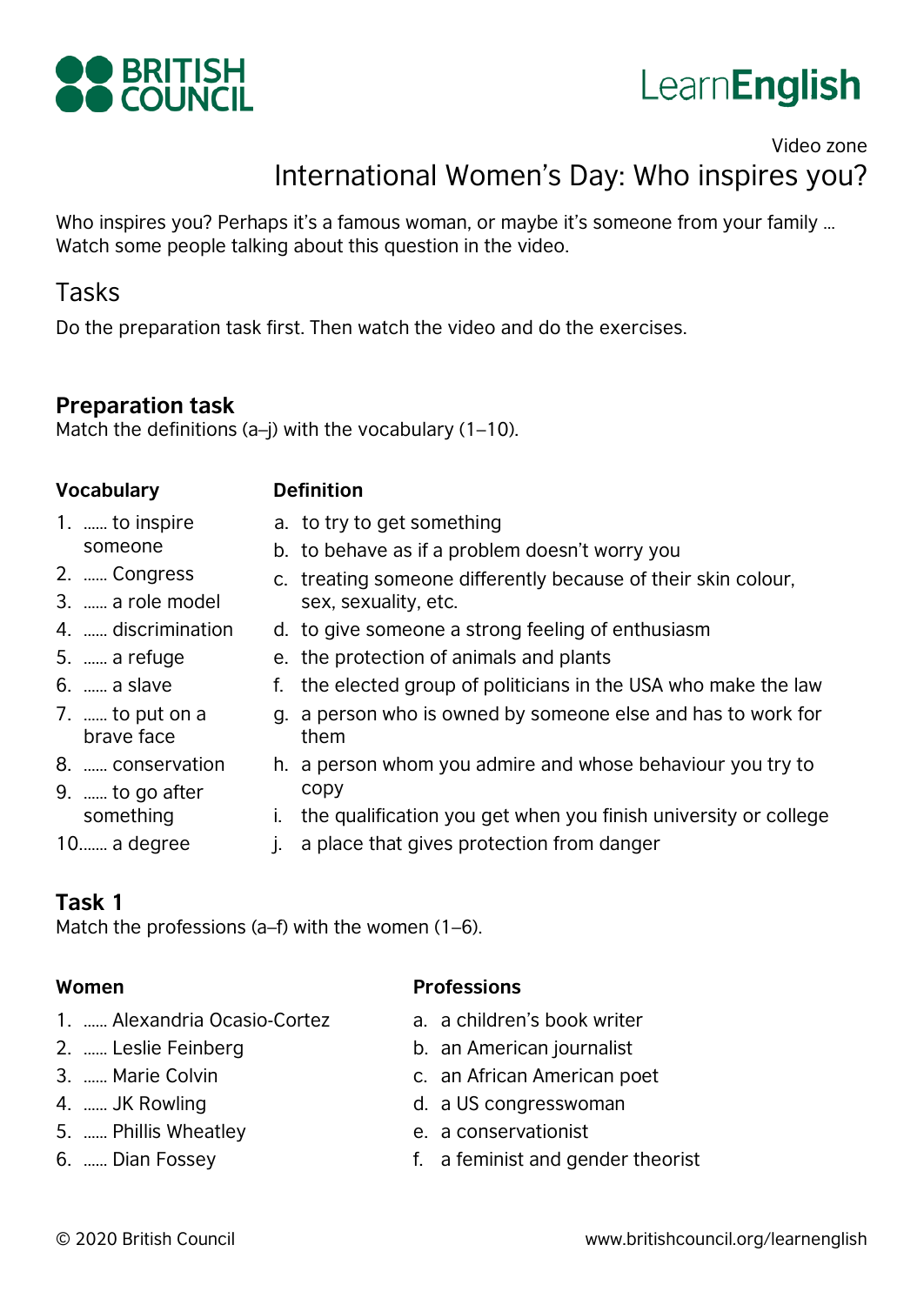Video zone

# International Women's Day: Who inspires you?

Who inspires you? Perhaps it's a famous woman, or maybe it's someone from your family … Watch some people talking about this question in the video.

## Tasks

Do the preparation task first. Then watch the video and do the exercises.

### Preparation task

Match the definitions (a–j) with the vocabulary (1–10).

| Vocabulary | Definition |
|---|---|
| 1. …… to inspire someone | a. to try to get something |
| 2. …… Congress | b. to behave as if a problem doesn't worry you |
| 3. …… a role model | c. treating someone differently because of their skin colour, sex, sexuality, etc. |
| 4. …… discrimination | d. to give someone a strong feeling of enthusiasm |
| 5. …… a refuge | e. the protection of animals and plants |
| 6. …… a slave | f. the elected group of politicians in the USA who make the law |
| 7. …… to put on a brave face | g. a person who is owned by someone else and has to work for them |
| 8. …… conservation | h. a person whom you admire and whose behaviour you try to copy |
| 9. …… to go after something | i. the qualification you get when you finish university or college |
| 10. …… a degree | j. a place that gives protection from danger |

### Task 1

Match the professions (a–f) with the women (1–6).

| Women | Professions |
|---|---|
| 1. …… Alexandria Ocasio-Cortez | a. a children's book writer |
| 2. …… Leslie Feinberg | b. an American journalist |
| 3. …… Marie Colvin | c. an African American poet |
| 4. …… JK Rowling | d. a US congresswoman |
| 5. …… Phillis Wheatley | e. a conservationist |
| 6. …… Dian Fossey | f. a feminist and gender theorist |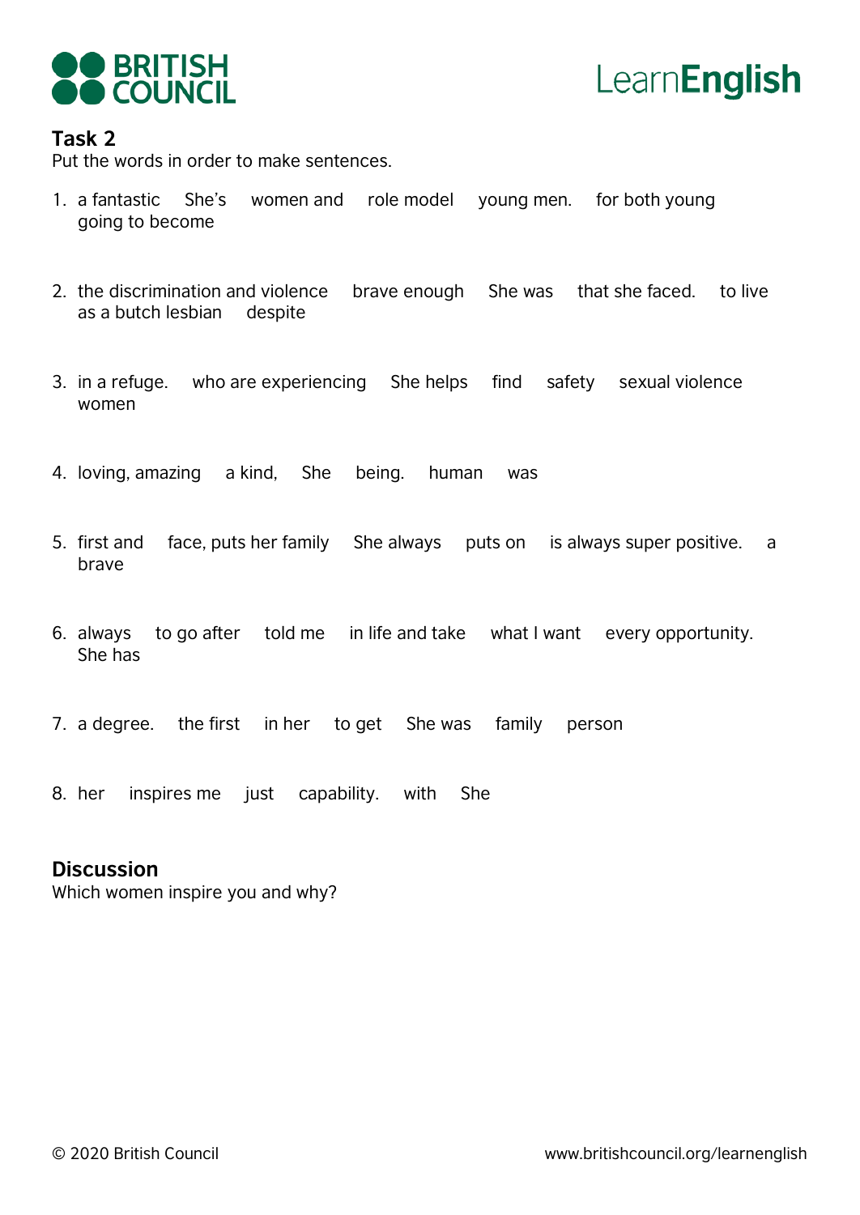**Task 2**

Put the words in order to make sentences.

1. a fantastic She's women and role model young men. for both young going to become

2. the discrimination and violence brave enough She was that she faced. to live as a butch lesbian despite

3. in a refuge. who are experiencing She helps find safety sexual violence women

4. loving, amazing a kind, She being. human was

5. first and face, puts her family She always puts on is always super positive. a brave

6. always to go after told me in life and take what I want every opportunity. She has

7. a degree. the first in her to get She was family person

8. her inspires me just capability. with She

**Discussion**

Which women inspire you and why?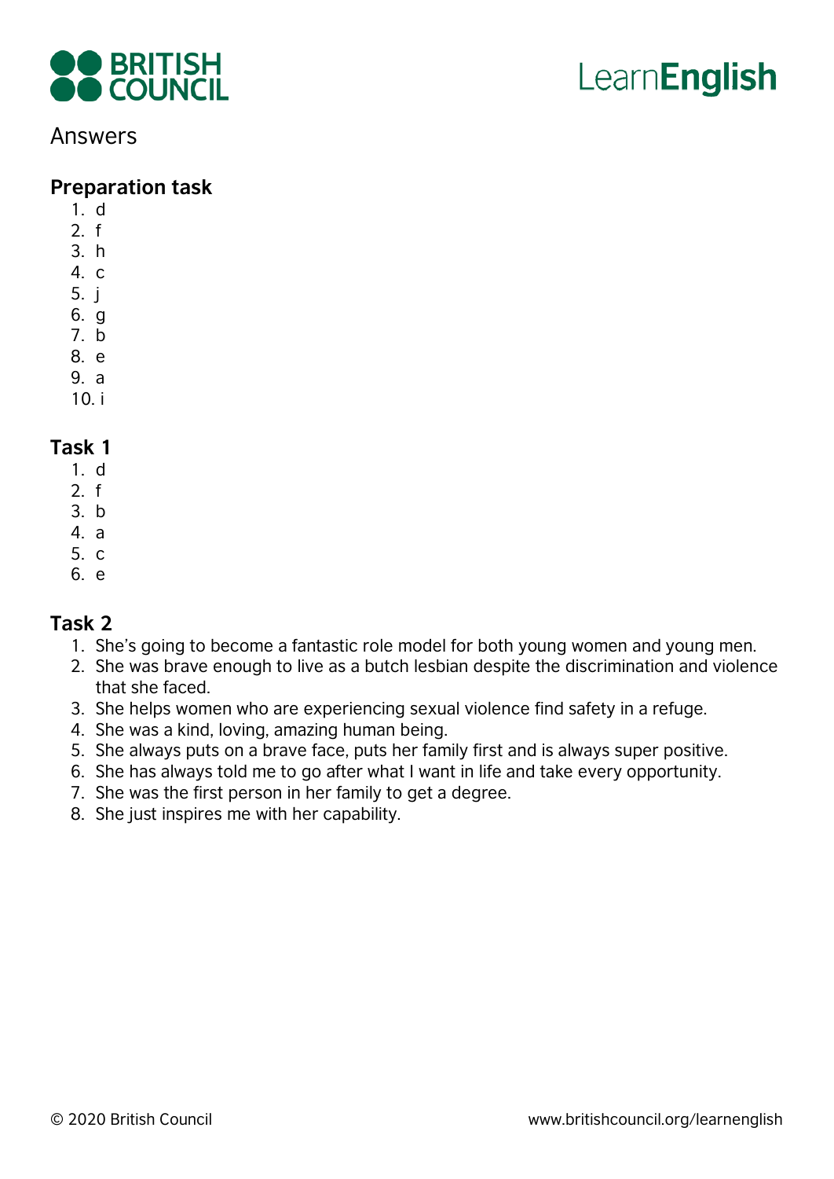# Answers

## Preparation task

1. d
2. f
3. h
4. c
5. j
6. g
7. b
8. e
9. a
10. i

## Task 1

1. d
2. f
3. b
4. a
5. c
6. e

## Task 2

1. She's going to become a fantastic role model for both young women and young men.
2. She was brave enough to live as a butch lesbian despite the discrimination and violence that she faced.
3. She helps women who are experiencing sexual violence find safety in a refuge.
4. She was a kind, loving, amazing human being.
5. She always puts on a brave face, puts her family first and is always super positive.
6. She has always told me to go after what I want in life and take every opportunity.
7. She was the first person in her family to get a degree.
8. She just inspires me with her capability.